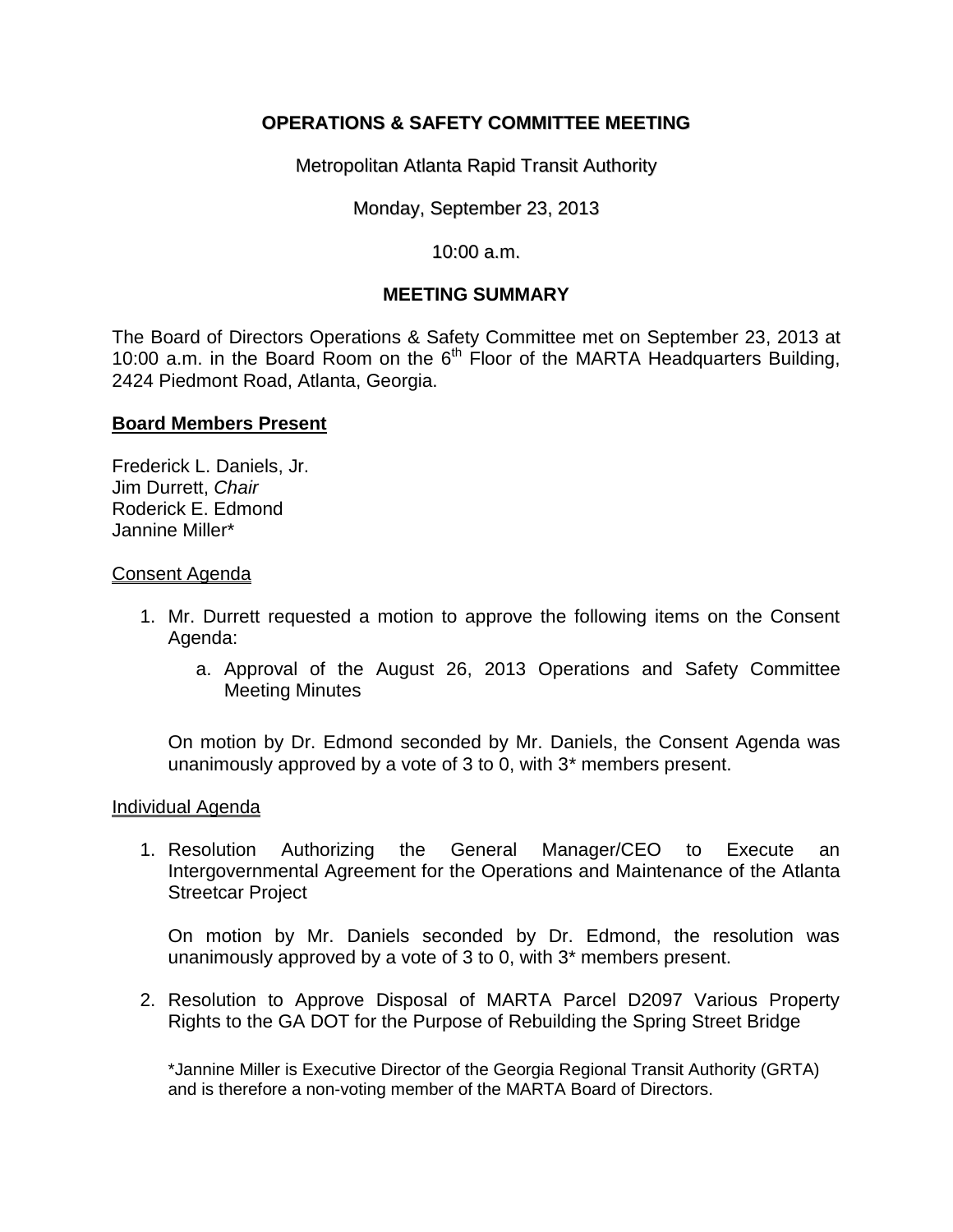# OPERATIONS & SAFETY COMMITTEE MEETING

Metropolitan Atlanta Rapid Transit Authority

Monday, September 23, 2013

10:00 a.m.

## MEETING SUMMARY

The Board of Directors Operations & Safety Committee met on September 23, 2013 at 10:00 a.m. in the Board Room on the 6th Floor of the MARTA Headquarters Building, 2424 Piedmont Road, Atlanta, Georgia.

**Board Members Present**

Frederick L. Daniels, Jr.
Jim Durrett, *Chair*
Roderick E. Edmond
Jannine Miller*

Consent Agenda

1. Mr. Durrett requested a motion to approve the following items on the Consent Agenda:
    a. Approval of the August 26, 2013 Operations and Safety Committee Meeting Minutes

    On motion by Dr. Edmond seconded by Mr. Daniels, the Consent Agenda was unanimously approved by a vote of 3 to 0, with 3* members present.

Individual Agenda

1. Resolution Authorizing the General Manager/CEO to Execute an Intergovernmental Agreement for the Operations and Maintenance of the Atlanta Streetcar Project

    On motion by Mr. Daniels seconded by Dr. Edmond, the resolution was unanimously approved by a vote of 3 to 0, with 3* members present.

2. Resolution to Approve Disposal of MARTA Parcel D2097 Various Property Rights to the GA DOT for the Purpose of Rebuilding the Spring Street Bridge

*Jannine Miller is Executive Director of the Georgia Regional Transit Authority (GRTA) and is therefore a non-voting member of the MARTA Board of Directors.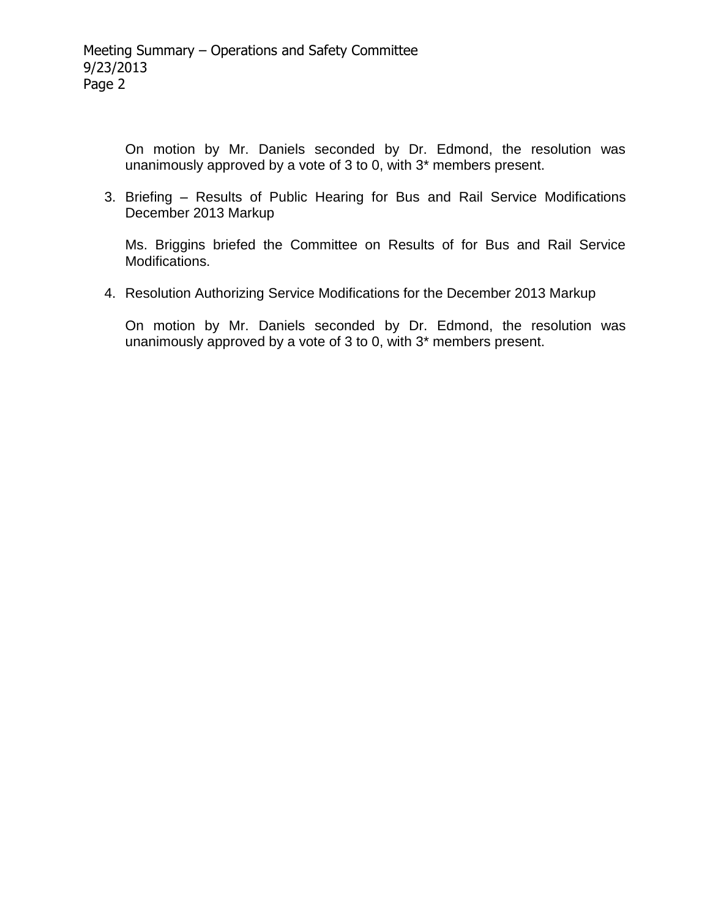On motion by Mr. Daniels seconded by Dr. Edmond, the resolution was unanimously approved by a vote of 3 to 0, with 3* members present.

3. Briefing – Results of Public Hearing for Bus and Rail Service Modifications December 2013 Markup

   Ms. Briggins briefed the Committee on Results of for Bus and Rail Service Modifications.

4. Resolution Authorizing Service Modifications for the December 2013 Markup

   On motion by Mr. Daniels seconded by Dr. Edmond, the resolution was unanimously approved by a vote of 3 to 0, with 3* members present.